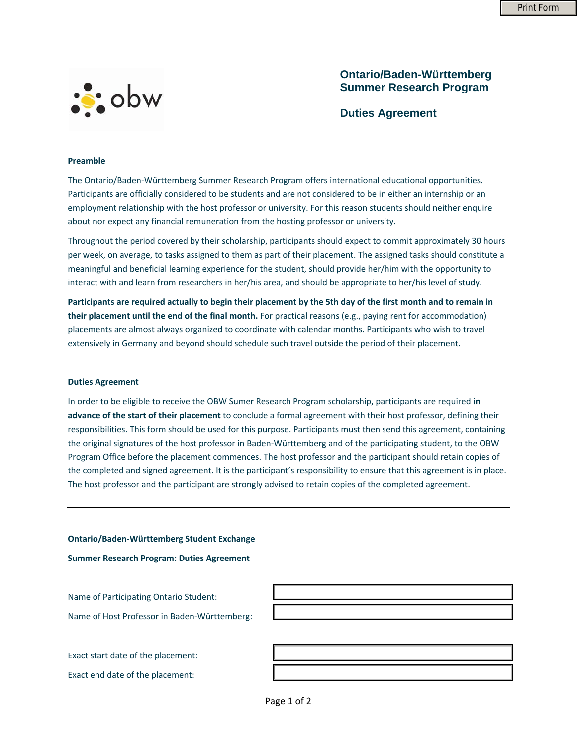# Ontario/Baden-Württemberg Summer Research Program

## Duties Agreement

### Preamble

The Ontario/Baden-Württemberg Summer Research Program offers international educational opportunities. Participants are officially considered to be students and are not considered to be in either an internship or an employment relationship with the host professor or university. For this reason students should neither enquire about nor expect any financial remuneration from the hosting professor or university.

Throughout the period covered by their scholarship, participants should expect to commit approximately 30 hours per week, on average, to tasks assigned to them as part of their placement. The assigned tasks should constitute a meaningful and beneficial learning experience for the student, should provide her/him with the opportunity to interact with and learn from researchers in her/his area, and should be appropriate to her/his level of study.

**Participants are required actually to begin their placement by the 5th day of the first month and to remain in their placement until the end of the final month.** For practical reasons (e.g., paying rent for accommodation) placements are almost always organized to coordinate with calendar months. Participants who wish to travel extensively in Germany and beyond should schedule such travel outside the period of their placement.

### Duties Agreement

In order to be eligible to receive the OBW Sumer Research Program scholarship, participants are required **in advance of the start of their placement** to conclude a formal agreement with their host professor, defining their responsibilities. This form should be used for this purpose. Participants must then send this agreement, containing the original signatures of the host professor in Baden-Württemberg and of the participating student, to the OBW Program Office before the placement commences. The host professor and the participant should retain copies of the completed and signed agreement. It is the participant's responsibility to ensure that this agreement is in place. The host professor and the participant are strongly advised to retain copies of the completed agreement.

---

**Ontario/Baden-Württemberg Student Exchange**

**Summer Research Program: Duties Agreement**

Name of Participating Ontario Student: \_\_\_\_\_\_\_\_\_\_\_\_\_\_\_\_\_\_\_\_

Name of Host Professor in Baden-Württemberg: \_\_\_\_\_\_\_\_\_\_\_\_\_\_\_\_\_\_\_\_

Exact start date of the placement: \_\_\_\_\_\_\_\_\_\_\_\_\_\_\_\_\_\_\_\_

Exact end date of the placement: \_\_\_\_\_\_\_\_\_\_\_\_\_\_\_\_\_\_\_\_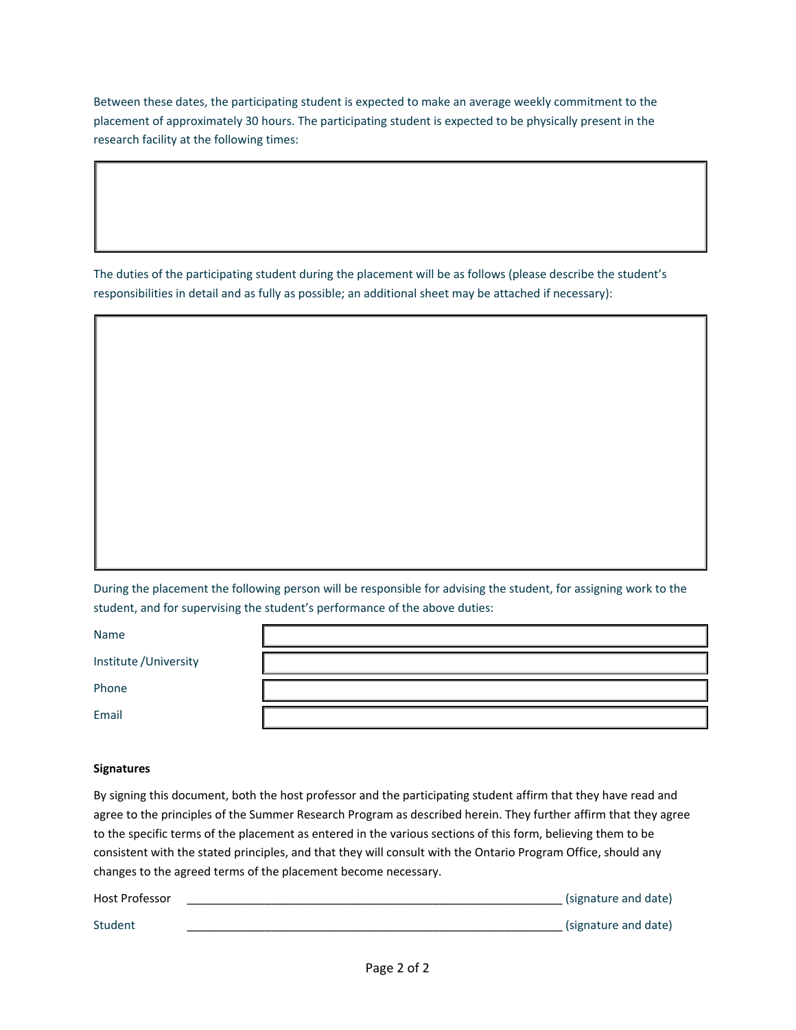Between these dates, the participating student is expected to make an average weekly commitment to the placement of approximately 30 hours. The participating student is expected to be physically present in the research facility at the following times:

| |
|---|
| |

The duties of the participating student during the placement will be as follows (please describe the student's responsibilities in detail and as fully as possible; an additional sheet may be attached if necessary):

| |
|---|
| |

During the placement the following person will be responsible for advising the student, for assigning work to the student, and for supervising the student's performance of the above duties:

| | |
|---|---|
| Name | |
| Institute /University | |
| Phone | |
| Email | |

**Signatures**

By signing this document, both the host professor and the participating student affirm that they have read and agree to the principles of the Summer Research Program as described herein. They further affirm that they agree to the specific terms of the placement as entered in the various sections of this form, believing them to be consistent with the stated principles, and that they will consult with the Ontario Program Office, should any changes to the agreed terms of the placement become necessary.

Host Professor ____________________________________________________________ (signature and date)

Student ____________________________________________________________ (signature and date)